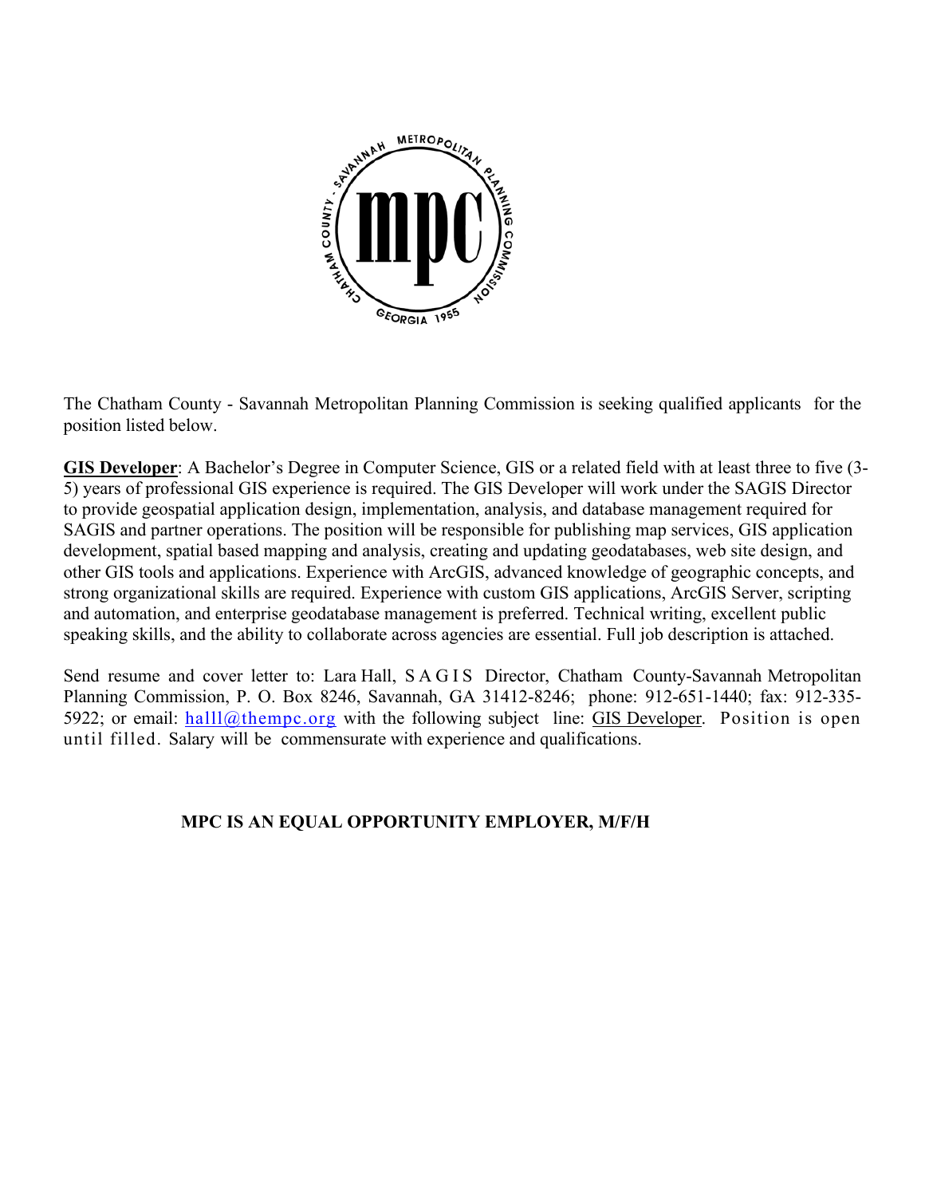The Chatham County - Savannah Metropolitan Planning Commission is seeking qualified applicants for the position listed below.

**GIS Developer**: A Bachelor's Degree in Computer Science, GIS or a related field with at least three to five (3-5) years of professional GIS experience is required. The GIS Developer will work under the SAGIS Director to provide geospatial application design, implementation, analysis, and database management required for SAGIS and partner operations. The position will be responsible for publishing map services, GIS application development, spatial based mapping and analysis, creating and updating geodatabases, web site design, and other GIS tools and applications. Experience with ArcGIS, advanced knowledge of geographic concepts, and strong organizational skills are required. Experience with custom GIS applications, ArcGIS Server, scripting and automation, and enterprise geodatabase management is preferred. Technical writing, excellent public speaking skills, and the ability to collaborate across agencies are essential. Full job description is attached.

Send resume and cover letter to: Lara Hall, SAGIS Director, Chatham County-Savannah Metropolitan Planning Commission, P. O. Box 8246, Savannah, GA 31412-8246; phone: 912-651-1440; fax: 912-335-5922; or email: halll@thempc.org with the following subject line: GIS Developer. Position is open until filled. Salary will be commensurate with experience and qualifications.

**MPC IS AN EQUAL OPPORTUNITY EMPLOYER, M/F/H**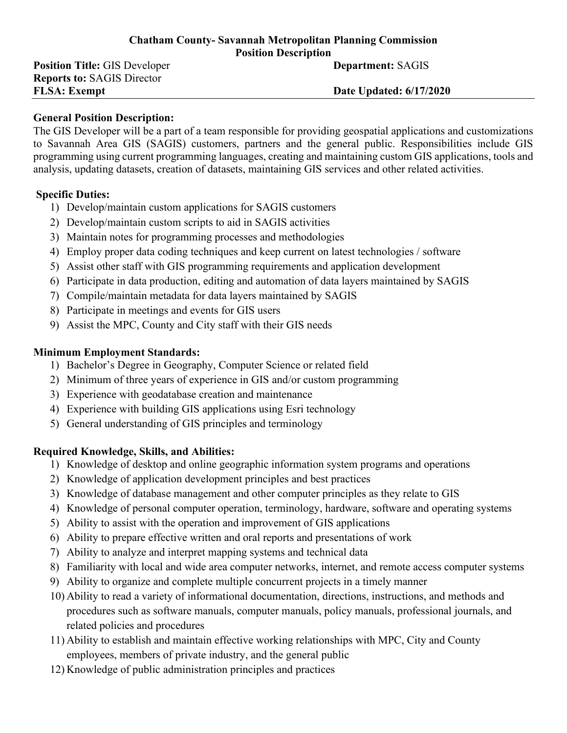**Chatham County- Savannah Metropolitan Planning Commission**
**Position Description**

**Position Title:** GIS Developer **Department:** SAGIS
**Reports to:** SAGIS Director
**FLSA: Exempt** **Date Updated: 6/17/2020**

## General Position Description:

The GIS Developer will be a part of a team responsible for providing geospatial applications and customizations to Savannah Area GIS (SAGIS) customers, partners and the general public. Responsibilities include GIS programming using current programming languages, creating and maintaining custom GIS applications, tools and analysis, updating datasets, creation of datasets, maintaining GIS services and other related activities.

## Specific Duties:

1) Develop/maintain custom applications for SAGIS customers
2) Develop/maintain custom scripts to aid in SAGIS activities
3) Maintain notes for programming processes and methodologies
4) Employ proper data coding techniques and keep current on latest technologies / software
5) Assist other staff with GIS programming requirements and application development
6) Participate in data production, editing and automation of data layers maintained by SAGIS
7) Compile/maintain metadata for data layers maintained by SAGIS
8) Participate in meetings and events for GIS users
9) Assist the MPC, County and City staff with their GIS needs

## Minimum Employment Standards:

1) Bachelor's Degree in Geography, Computer Science or related field
2) Minimum of three years of experience in GIS and/or custom programming
3) Experience with geodatabase creation and maintenance
4) Experience with building GIS applications using Esri technology
5) General understanding of GIS principles and terminology

## Required Knowledge, Skills, and Abilities:

1) Knowledge of desktop and online geographic information system programs and operations
2) Knowledge of application development principles and best practices
3) Knowledge of database management and other computer principles as they relate to GIS
4) Knowledge of personal computer operation, terminology, hardware, software and operating systems
5) Ability to assist with the operation and improvement of GIS applications
6) Ability to prepare effective written and oral reports and presentations of work
7) Ability to analyze and interpret mapping systems and technical data
8) Familiarity with local and wide area computer networks, internet, and remote access computer systems
9) Ability to organize and complete multiple concurrent projects in a timely manner
10) Ability to read a variety of informational documentation, directions, instructions, and methods and procedures such as software manuals, computer manuals, policy manuals, professional journals, and related policies and procedures
11) Ability to establish and maintain effective working relationships with MPC, City and County employees, members of private industry, and the general public
12) Knowledge of public administration principles and practices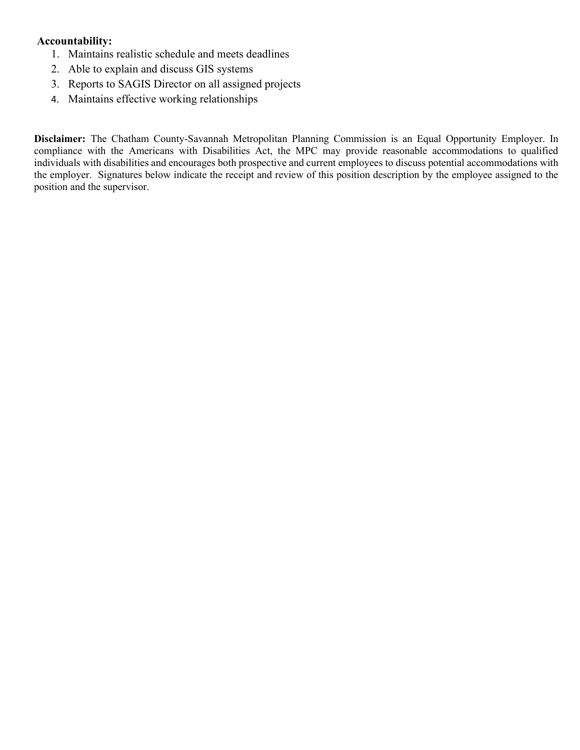**Accountability:**

1. Maintains realistic schedule and meets deadlines
2. Able to explain and discuss GIS systems
3. Reports to SAGIS Director on all assigned projects
4. Maintains effective working relationships

**Disclaimer:** The Chatham County-Savannah Metropolitan Planning Commission is an Equal Opportunity Employer. In compliance with the Americans with Disabilities Act, the MPC may provide reasonable accommodations to qualified individuals with disabilities and encourages both prospective and current employees to discuss potential accommodations with the employer. Signatures below indicate the receipt and review of this position description by the employee assigned to the position and the supervisor.